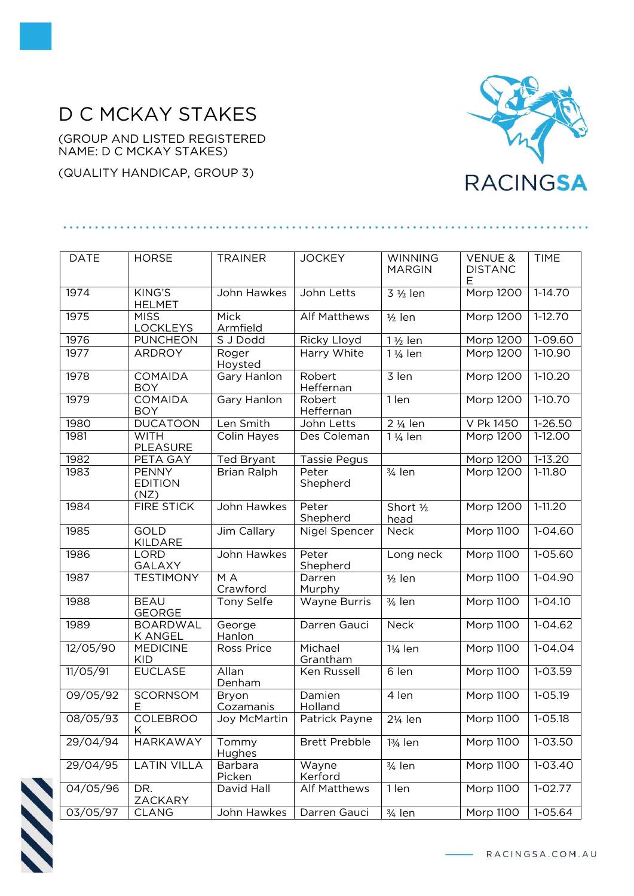# D C MCKAY STAKES

(GROUP AND LISTED REGISTERED NAME: D C MCKAY STAKES)

(QUALITY HANDICAP, GROUP 3)

| DATE | HORSE | TRAINER | JOCKEY | WINNING MARGIN | VENUE & DISTANCE | TIME |
|---|---|---|---|---|---|---|
| 1974 | KING'S HELMET | John Hawkes | John Letts | 3 ½ len | Morp 1200 | 1-14.70 |
| 1975 | MISS LOCKLEYS | Mick Armfield | Alf Matthews | ½ len | Morp 1200 | 1-12.70 |
| 1976 | PUNCHEON | S J Dodd | Ricky Lloyd | 1 ½ len | Morp 1200 | 1-09.60 |
| 1977 | ARDROY | Roger Hoysted | Harry White | 1 ¼ len | Morp 1200 | 1-10.90 |
| 1978 | COMAIDA BOY | Gary Hanlon | Robert Heffernan | 3 len | Morp 1200 | 1-10.20 |
| 1979 | COMAIDA BOY | Gary Hanlon | Robert Heffernan | 1 len | Morp 1200 | 1-10.70 |
| 1980 | DUCATOON | Len Smith | John Letts | 2 ¼ len | V Pk 1450 | 1-26.50 |
| 1981 | WITH PLEASURE | Colin Hayes | Des Coleman | 1 ¼ len | Morp 1200 | 1-12.00 |
| 1982 | PETA GAY | Ted Bryant | Tassie Pegus | | Morp 1200 | 1-13.20 |
| 1983 | PENNY EDITION (NZ) | Brian Ralph | Peter Shepherd | ¾ len | Morp 1200 | 1-11.80 |
| 1984 | FIRE STICK | John Hawkes | Peter Shepherd | Short ½ head | Morp 1200 | 1-11.20 |
| 1985 | GOLD KILDARE | Jim Callary | Nigel Spencer | Neck | Morp 1100 | 1-04.60 |
| 1986 | LORD GALAXY | John Hawkes | Peter Shepherd | Long neck | Morp 1100 | 1-05.60 |
| 1987 | TESTIMONY | M A Crawford | Darren Murphy | ½ len | Morp 1100 | 1-04.90 |
| 1988 | BEAU GEORGE | Tony Selfe | Wayne Burris | ¾ len | Morp 1100 | 1-04.10 |
| 1989 | BOARDWALK ANGEL | George Hanlon | Darren Gauci | Neck | Morp 1100 | 1-04.62 |
| 12/05/90 | MEDICINE KID | Ross Price | Michael Grantham | 1¼ len | Morp 1100 | 1-04.04 |
| 11/05/91 | EUCLASE | Allan Denham | Ken Russell | 6 len | Morp 1100 | 1-03.59 |
| 09/05/92 | SCORNSOME | Bryon Cozamanis | Damien Holland | 4 len | Morp 1100 | 1-05.19 |
| 08/05/93 | COLEBROOK | Joy McMartin | Patrick Payne | 2¼ len | Morp 1100 | 1-05.18 |
| 29/04/94 | HARKAWAY | Tommy Hughes | Brett Prebble | 1¾ len | Morp 1100 | 1-03.50 |
| 29/04/95 | LATIN VILLA | Barbara Picken | Wayne Kerford | ¾ len | Morp 1100 | 1-03.40 |
| 04/05/96 | DR. ZACKARY | David Hall | Alf Matthews | 1 len | Morp 1100 | 1-02.77 |
| 03/05/97 | CLANG | John Hawkes | Darren Gauci | ¾ len | Morp 1100 | 1-05.64 |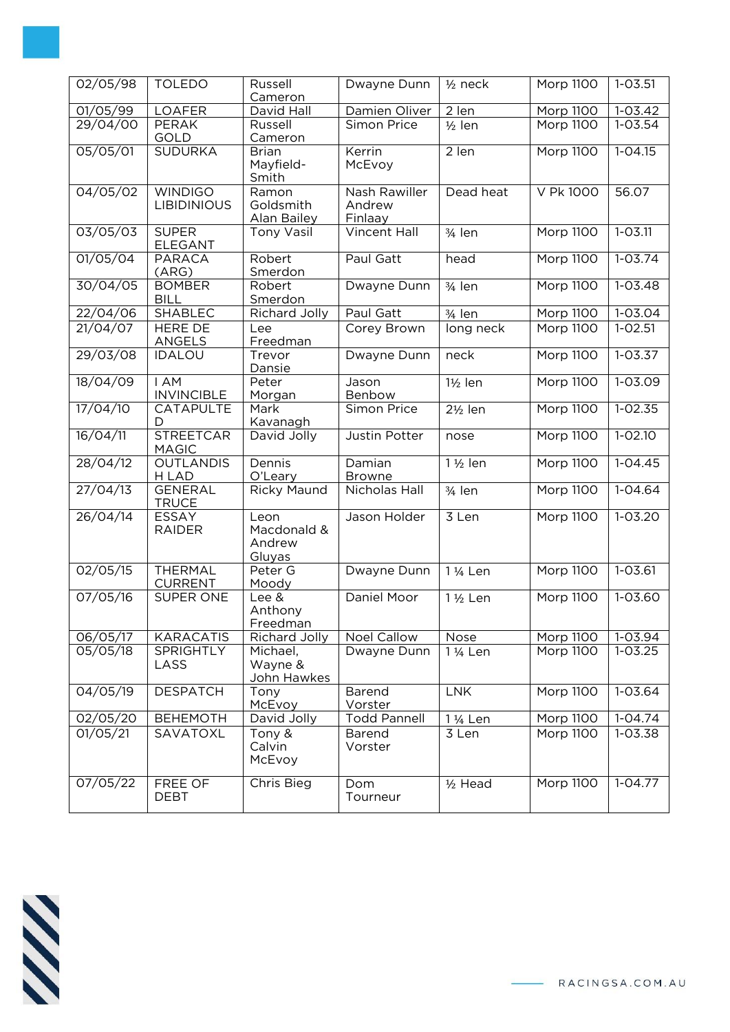| | | | | | | |
|---|---|---|---|---|---|---|
| 02/05/98 | TOLEDO | Russell Cameron | Dwayne Dunn | ½ neck | Morp 1100 | 1-03.51 |
| 01/05/99 | LOAFER | David Hall | Damien Oliver | 2 len | Morp 1100 | 1-03.42 |
| 29/04/00 | PERAK GOLD | Russell Cameron | Simon Price | ½ len | Morp 1100 | 1-03.54 |
| 05/05/01 | SUDURKA | Brian Mayfield-Smith | Kerrin McEvoy | 2 len | Morp 1100 | 1-04.15 |
| 04/05/02 | WINDIGO LIBIDINIOUS | Ramon Goldsmith Alan Bailey | Nash Rawiller Andrew Finlaay | Dead heat | V Pk 1000 | 56.07 |
| 03/05/03 | SUPER ELEGANT | Tony Vasil | Vincent Hall | ¾ len | Morp 1100 | 1-03.11 |
| 01/05/04 | PARACA (ARG) | Robert Smerdon | Paul Gatt | head | Morp 1100 | 1-03.74 |
| 30/04/05 | BOMBER BILL | Robert Smerdon | Dwayne Dunn | ¾ len | Morp 1100 | 1-03.48 |
| 22/04/06 | SHABLEC | Richard Jolly | Paul Gatt | ¾ len | Morp 1100 | 1-03.04 |
| 21/04/07 | HERE DE ANGELS | Lee Freedman | Corey Brown | long neck | Morp 1100 | 1-02.51 |
| 29/03/08 | IDALOU | Trevor Dansie | Dwayne Dunn | neck | Morp 1100 | 1-03.37 |
| 18/04/09 | I AM INVINCIBLE | Peter Morgan | Jason Benbow | 1½ len | Morp 1100 | 1-03.09 |
| 17/04/10 | CATAPULTE D | Mark Kavanagh | Simon Price | 2½ len | Morp 1100 | 1-02.35 |
| 16/04/11 | STREETCAR MAGIC | David Jolly | Justin Potter | nose | Morp 1100 | 1-02.10 |
| 28/04/12 | OUTLANDIS H LAD | Dennis O'Leary | Damian Browne | 1 ½ len | Morp 1100 | 1-04.45 |
| 27/04/13 | GENERAL TRUCE | Ricky Maund | Nicholas Hall | ¾ len | Morp 1100 | 1-04.64 |
| 26/04/14 | ESSAY RAIDER | Leon Macdonald & Andrew Gluyas | Jason Holder | 3 Len | Morp 1100 | 1-03.20 |
| 02/05/15 | THERMAL CURRENT | Peter G Moody | Dwayne Dunn | 1 ¼ Len | Morp 1100 | 1-03.61 |
| 07/05/16 | SUPER ONE | Lee & Anthony Freedman | Daniel Moor | 1 ½ Len | Morp 1100 | 1-03.60 |
| 06/05/17 | KARACATIS | Richard Jolly | Noel Callow | Nose | Morp 1100 | 1-03.94 |
| 05/05/18 | SPRIGHTLY LASS | Michael, Wayne & John Hawkes | Dwayne Dunn | 1 ¼ Len | Morp 1100 | 1-03.25 |
| 04/05/19 | DESPATCH | Tony McEvoy | Barend Vorster | LNK | Morp 1100 | 1-03.64 |
| 02/05/20 | BEHEMOTH | David Jolly | Todd Pannell | 1 ¼ Len | Morp 1100 | 1-04.74 |
| 01/05/21 | SAVATOXL | Tony & Calvin McEvoy | Barend Vorster | 3 Len | Morp 1100 | 1-03.38 |
| 07/05/22 | FREE OF DEBT | Chris Bieg | Dom Tourneur | ½ Head | Morp 1100 | 1-04.77 |